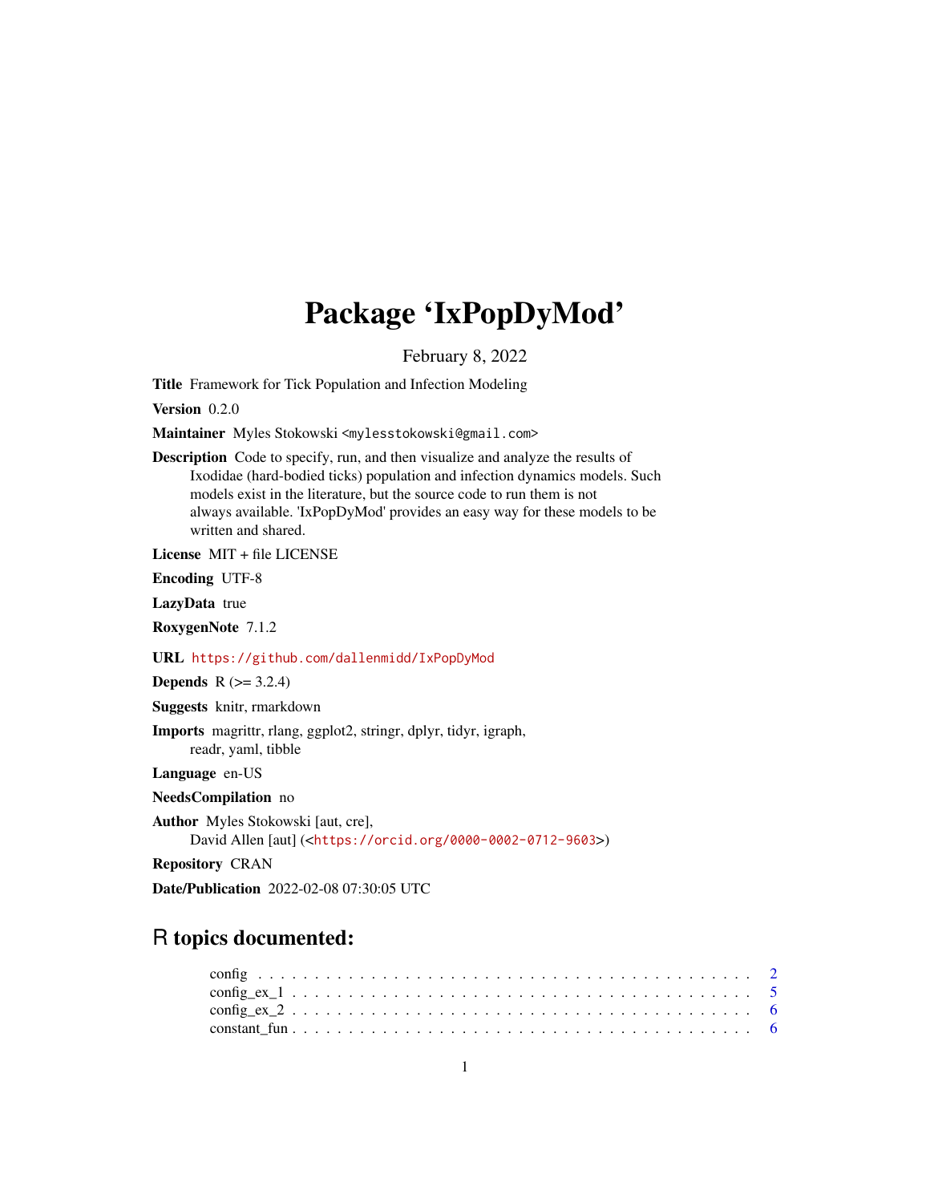# Package 'IxPopDyMod'

February 8, 2022

**Title** Framework for Tick Population and Infection Modeling

**Version** 0.2.0

**Maintainer** Myles Stokowski <mylesstokowski@gmail.com>

**Description** Code to specify, run, and then visualize and analyze the results of Ixodidae (hard-bodied ticks) population and infection dynamics models. Such models exist in the literature, but the source code to run them is not always available. 'IxPopDyMod' provides an easy way for these models to be written and shared.

**License** MIT + file LICENSE

**Encoding** UTF-8

**LazyData** true

**RoxygenNote** 7.1.2

**URL** https://github.com/dallenmidd/IxPopDyMod

**Depends** R (>= 3.2.4)

**Suggests** knitr, rmarkdown

**Imports** magrittr, rlang, ggplot2, stringr, dplyr, tidyr, igraph, readr, yaml, tibble

**Language** en-US

**NeedsCompilation** no

**Author** Myles Stokowski [aut, cre], David Allen [aut] (<https://orcid.org/0000-0002-0712-9603>)

**Repository** CRAN

**Date/Publication** 2022-02-08 07:30:05 UTC

## R topics documented:

| | |
|---|---|
| config | 2 |
| config_ex_1 | 5 |
| config_ex_2 | 6 |
| constant_fun | 6 |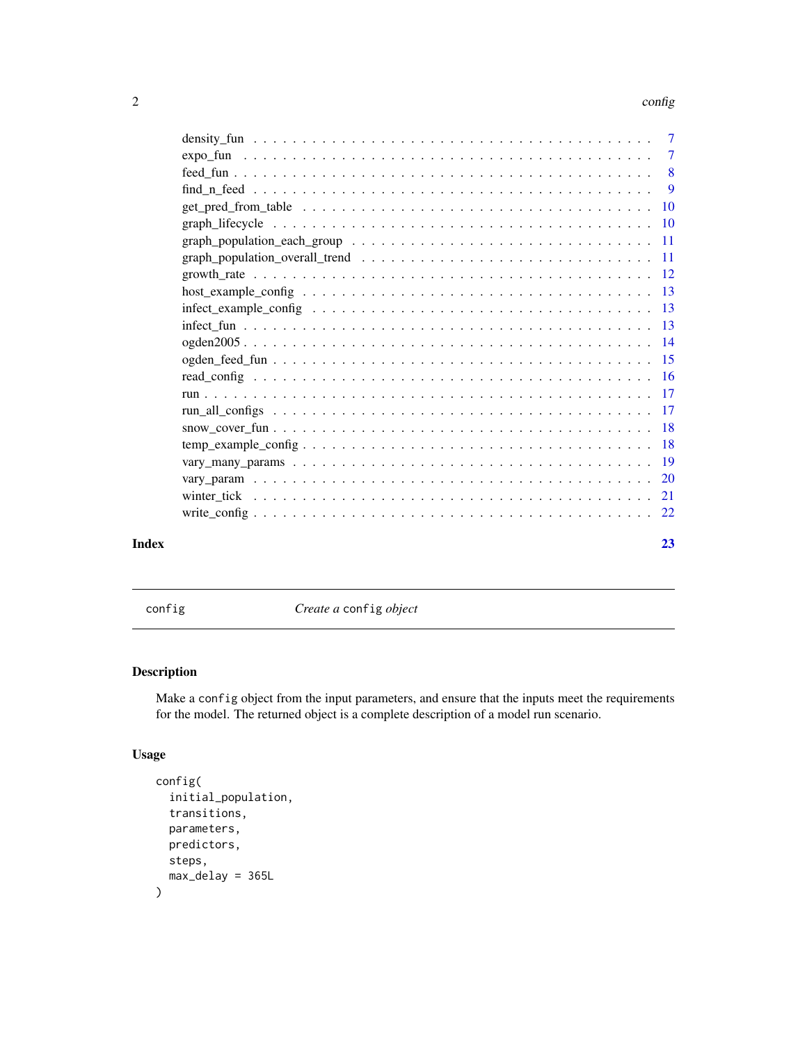density_fun . . . . . . . . . . . . . . . . . . . . . . . . . . . . . . . . . . . . . . . 7
expo_fun . . . . . . . . . . . . . . . . . . . . . . . . . . . . . . . . . . . . . . . . 7
feed_fun . . . . . . . . . . . . . . . . . . . . . . . . . . . . . . . . . . . . . . . . 8
find_n_feed . . . . . . . . . . . . . . . . . . . . . . . . . . . . . . . . . . . . . . . 9
get_pred_from_table . . . . . . . . . . . . . . . . . . . . . . . . . . . . . . . . . . 10
graph_lifecycle . . . . . . . . . . . . . . . . . . . . . . . . . . . . . . . . . . . . . 10
graph_population_each_group . . . . . . . . . . . . . . . . . . . . . . . . . . . . . 11
graph_population_overall_trend . . . . . . . . . . . . . . . . . . . . . . . . . . . . 11
growth_rate . . . . . . . . . . . . . . . . . . . . . . . . . . . . . . . . . . . . . . . 12
host_example_config . . . . . . . . . . . . . . . . . . . . . . . . . . . . . . . . . . 13
infect_example_config . . . . . . . . . . . . . . . . . . . . . . . . . . . . . . . . . 13
infect_fun . . . . . . . . . . . . . . . . . . . . . . . . . . . . . . . . . . . . . . . 13
ogden2005 . . . . . . . . . . . . . . . . . . . . . . . . . . . . . . . . . . . . . . . 14
ogden_feed_fun . . . . . . . . . . . . . . . . . . . . . . . . . . . . . . . . . . . . . 15
read_config . . . . . . . . . . . . . . . . . . . . . . . . . . . . . . . . . . . . . . . 16
run . . . . . . . . . . . . . . . . . . . . . . . . . . . . . . . . . . . . . . . . . . . 17
run_all_configs . . . . . . . . . . . . . . . . . . . . . . . . . . . . . . . . . . . . . 17
snow_cover_fun . . . . . . . . . . . . . . . . . . . . . . . . . . . . . . . . . . . . . 18
temp_example_config . . . . . . . . . . . . . . . . . . . . . . . . . . . . . . . . . . 18
vary_many_params . . . . . . . . . . . . . . . . . . . . . . . . . . . . . . . . . . . . 19
vary_param . . . . . . . . . . . . . . . . . . . . . . . . . . . . . . . . . . . . . . . 20
winter_tick . . . . . . . . . . . . . . . . . . . . . . . . . . . . . . . . . . . . . . . 21
write_config . . . . . . . . . . . . . . . . . . . . . . . . . . . . . . . . . . . . . . 22

**Index** 23

---

## config — *Create a `config` object*

### Description

Make a `config` object from the input parameters, and ensure that the inputs meet the requirements for the model. The returned object is a complete description of a model run scenario.

### Usage

```
config(
  initial_population,
  transitions,
  parameters,
  predictors,
  steps,
  max_delay = 365L
)
```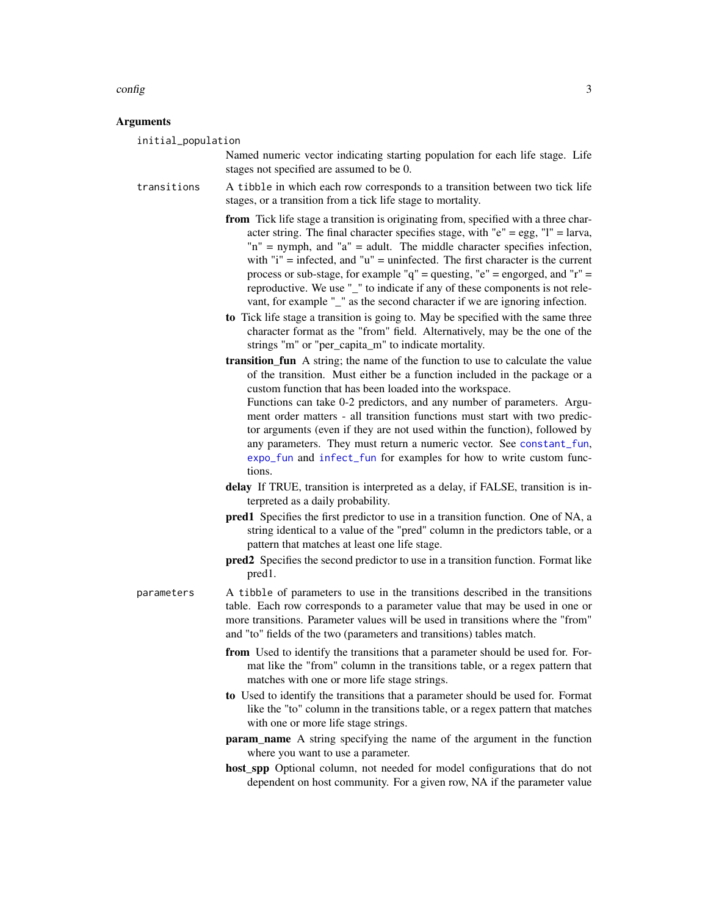## Arguments

`initial_population`

Named numeric vector indicating starting population for each life stage. Life stages not specified are assumed to be 0.

`transitions`

A `tibble` in which each row corresponds to a transition between two tick life stages, or a transition from a tick life stage to mortality.

- **from** Tick life stage a transition is originating from, specified with a three character string. The final character specifies stage, with "e" = egg, "l" = larva, "n" = nymph, and "a" = adult. The middle character specifies infection, with "i" = infected, and "u" = uninfected. The first character is the current process or sub-stage, for example "q" = questing, "e" = engorged, and "r" = reproductive. We use "_" to indicate if any of these components is not relevant, for example "_" as the second character if we are ignoring infection.
- **to** Tick life stage a transition is going to. May be specified with the same three character format as the "from" field. Alternatively, may be the one of the strings "m" or "per_capita_m" to indicate mortality.
- **transition_fun** A string; the name of the function to use to calculate the value of the transition. Must either be a function included in the package or a custom function that has been loaded into the workspace.
  Functions can take 0-2 predictors, and any number of parameters. Argument order matters - all transition functions must start with two predictor arguments (even if they are not used within the function), followed by any parameters. They must return a numeric vector. See `constant_fun`, `expo_fun` and `infect_fun` for examples for how to write custom functions.
- **delay** If TRUE, transition is interpreted as a delay, if FALSE, transition is interpreted as a daily probability.
- **pred1** Specifies the first predictor to use in a transition function. One of NA, a string identical to a value of the "pred" column in the predictors table, or a pattern that matches at least one life stage.
- **pred2** Specifies the second predictor to use in a transition function. Format like pred1.

`parameters`

A `tibble` of parameters to use in the transitions described in the transitions table. Each row corresponds to a parameter value that may be used in one or more transitions. Parameter values will be used in transitions where the "from" and "to" fields of the two (parameters and transitions) tables match.

- **from** Used to identify the transitions that a parameter should be used for. Format like the "from" column in the transitions table, or a regex pattern that matches with one or more life stage strings.
- **to** Used to identify the transitions that a parameter should be used for. Format like the "to" column in the transitions table, or a regex pattern that matches with one or more life stage strings.
- **param_name** A string specifying the name of the argument in the function where you want to use a parameter.
- **host_spp** Optional column, not needed for model configurations that do not dependent on host community. For a given row, NA if the parameter value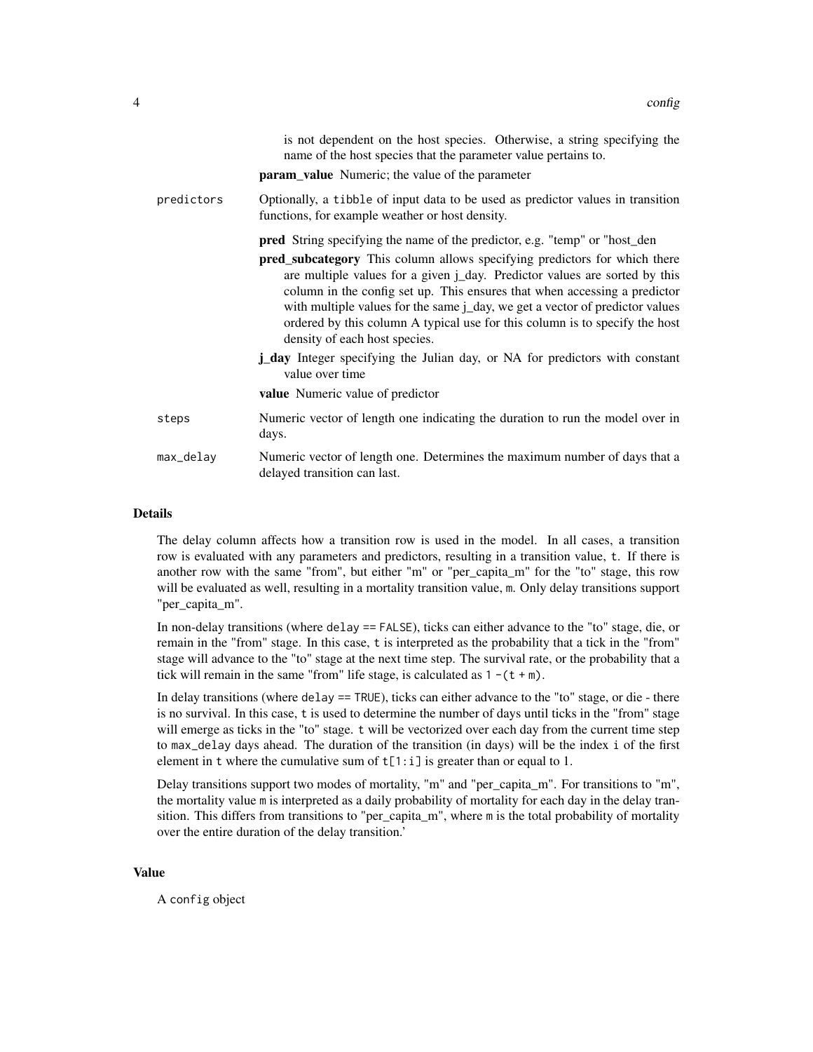is not dependent on the host species. Otherwise, a string specifying the name of the host species that the parameter value pertains to.

**param_value** Numeric; the value of the parameter

predictors
: Optionally, a tibble of input data to be used as predictor values in transition functions, for example weather or host density.

  **pred** String specifying the name of the predictor, e.g. "temp" or "host_den

  **pred_subcategory** This column allows specifying predictors for which there are multiple values for a given j_day. Predictor values are sorted by this column in the config set up. This ensures that when accessing a predictor with multiple values for the same j_day, we get a vector of predictor values ordered by this column A typical use for this column is to specify the host density of each host species.

  **j_day** Integer specifying the Julian day, or NA for predictors with constant value over time

  **value** Numeric value of predictor

steps
: Numeric vector of length one indicating the duration to run the model over in days.

max_delay
: Numeric vector of length one. Determines the maximum number of days that a delayed transition can last.

## Details

The delay column affects how a transition row is used in the model. In all cases, a transition row is evaluated with any parameters and predictors, resulting in a transition value, `t`. If there is another row with the same "from", but either "m" or "per_capita_m" for the "to" stage, this row will be evaluated as well, resulting in a mortality transition value, `m`. Only delay transitions support "per_capita_m".

In non-delay transitions (where `delay == FALSE`), ticks can either advance to the "to" stage, die, or remain in the "from" stage. In this case, `t` is interpreted as the probability that a tick in the "from" stage will advance to the "to" stage at the next time step. The survival rate, or the probability that a tick will remain in the same "from" life stage, is calculated as `1 -(t + m)`.

In delay transitions (where `delay == TRUE`), ticks can either advance to the "to" stage, or die - there is no survival. In this case, `t` is used to determine the number of days until ticks in the "from" stage will emerge as ticks in the "to" stage. `t` will be vectorized over each day from the current time step to `max_delay` days ahead. The duration of the transition (in days) will be the index `i` of the first element in `t` where the cumulative sum of `t[1:i]` is greater than or equal to 1.

Delay transitions support two modes of mortality, "m" and "per_capita_m". For transitions to "m", the mortality value `m` is interpreted as a daily probability of mortality for each day in the delay transition. This differs from transitions to "per_capita_m", where `m` is the total probability of mortality over the entire duration of the delay transition.'

## Value

A `config` object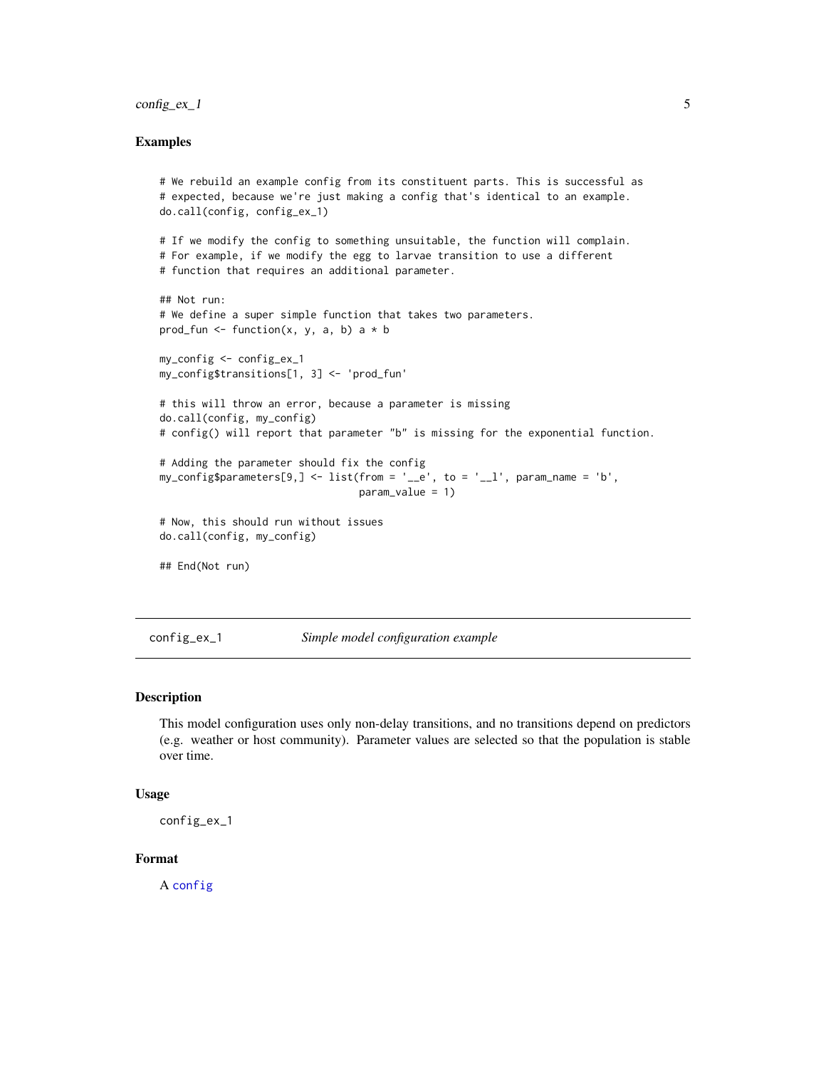### Examples

```
# We rebuild an example config from its constituent parts. This is successful as
# expected, because we're just making a config that's identical to an example.
do.call(config, config_ex_1)

# If we modify the config to something unsuitable, the function will complain.
# For example, if we modify the egg to larvae transition to use a different
# function that requires an additional parameter.

## Not run:
# We define a super simple function that takes two parameters.
prod_fun <- function(x, y, a, b) a * b

my_config <- config_ex_1
my_config$transitions[1, 3] <- 'prod_fun'

# this will throw an error, because a parameter is missing
do.call(config, my_config)
# config() will report that parameter "b" is missing for the exponential function.

# Adding the parameter should fix the config
my_config$parameters[9,] <- list(from = '__e', to = '__l', param_name = 'b',
                                 param_value = 1)

# Now, this should run without issues
do.call(config, my_config)

## End(Not run)
```

---

## config_ex_1 *Simple model configuration example*

### Description

This model configuration uses only non-delay transitions, and no transitions depend on predictors (e.g. weather or host community). Parameter values are selected so that the population is stable over time.

### Usage

```
config_ex_1
```

### Format

A `config`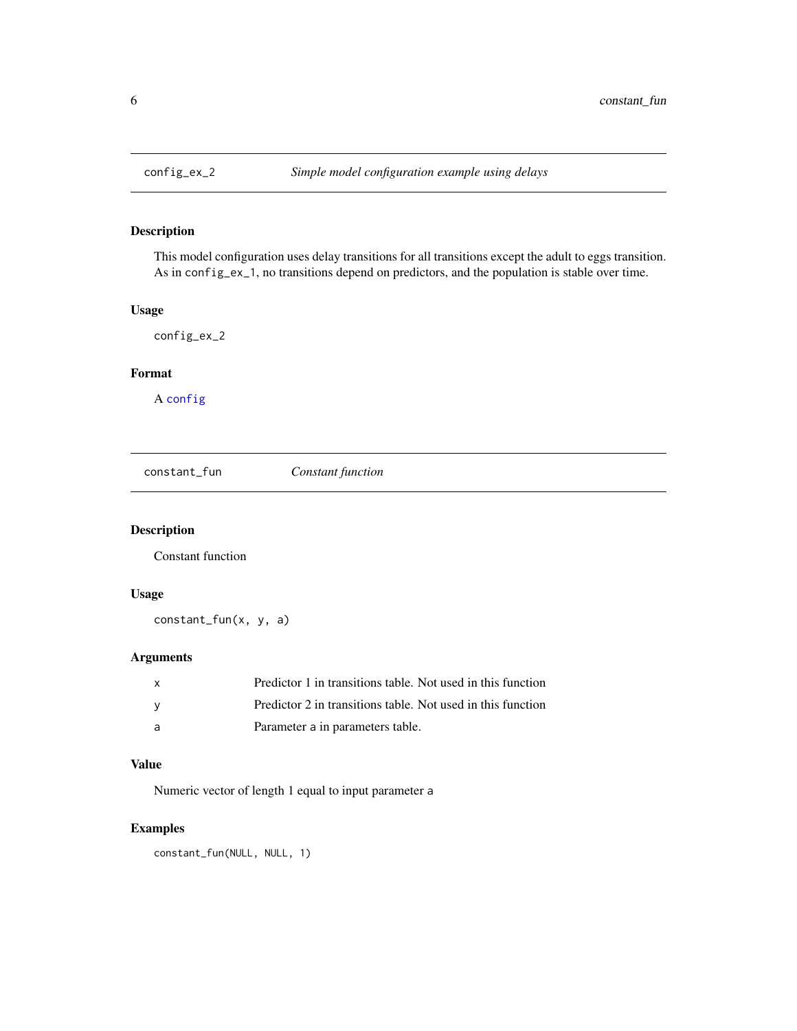## config_ex_2 — *Simple model configuration example using delays*

### Description

This model configuration uses delay transitions for all transitions except the adult to eggs transition. As in `config_ex_1`, no transitions depend on predictors, and the population is stable over time.

### Usage

```
config_ex_2
```

### Format

A `config`

## constant_fun — *Constant function*

### Description

Constant function

### Usage

```
constant_fun(x, y, a)
```

### Arguments

| | |
|---|---|
| `x` | Predictor 1 in transitions table. Not used in this function |
| `y` | Predictor 2 in transitions table. Not used in this function |
| `a` | Parameter `a` in parameters table. |

### Value

Numeric vector of length 1 equal to input parameter `a`

### Examples

```
constant_fun(NULL, NULL, 1)
```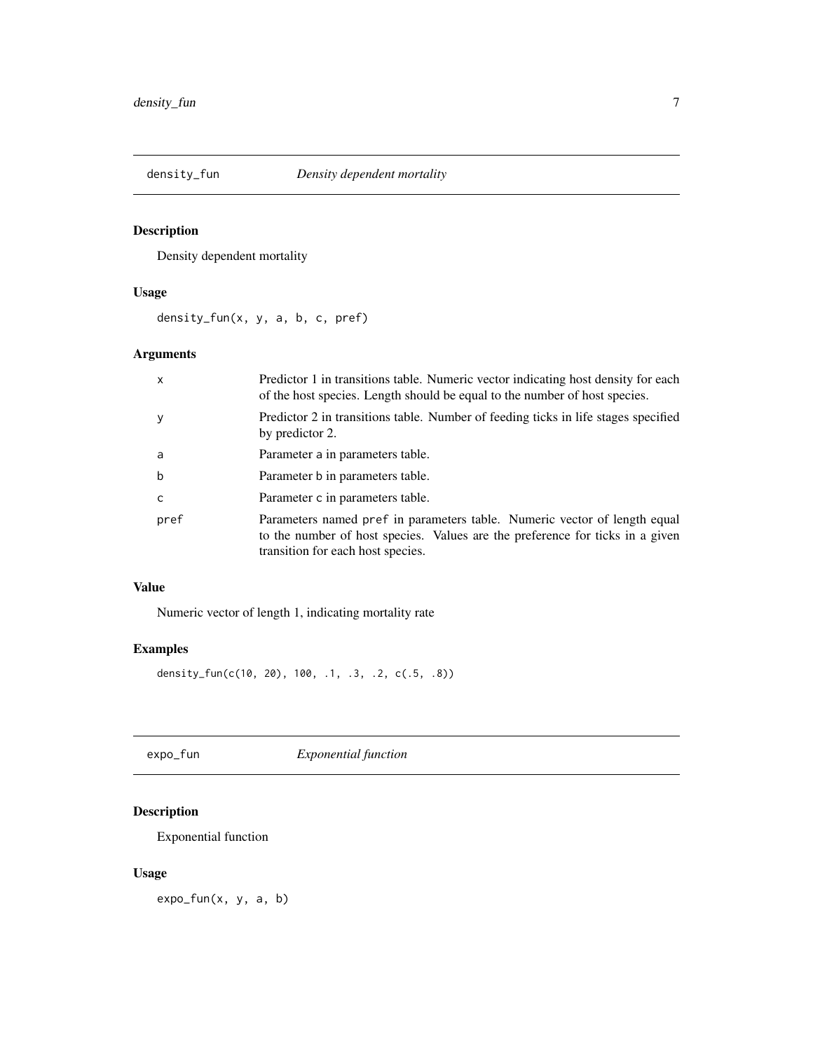## density_fun *Density dependent mortality*

### Description

Density dependent mortality

### Usage

```
density_fun(x, y, a, b, c, pref)
```

### Arguments

| | |
|---|---|
| x | Predictor 1 in transitions table. Numeric vector indicating host density for each of the host species. Length should be equal to the number of host species. |
| y | Predictor 2 in transitions table. Number of feeding ticks in life stages specified by predictor 2. |
| a | Parameter a in parameters table. |
| b | Parameter b in parameters table. |
| c | Parameter c in parameters table. |
| pref | Parameters named pref in parameters table. Numeric vector of length equal to the number of host species. Values are the preference for ticks in a given transition for each host species. |

### Value

Numeric vector of length 1, indicating mortality rate

### Examples

```
density_fun(c(10, 20), 100, .1, .3, .2, c(.5, .8))
```

## expo_fun *Exponential function*

### Description

Exponential function

### Usage

```
expo_fun(x, y, a, b)
```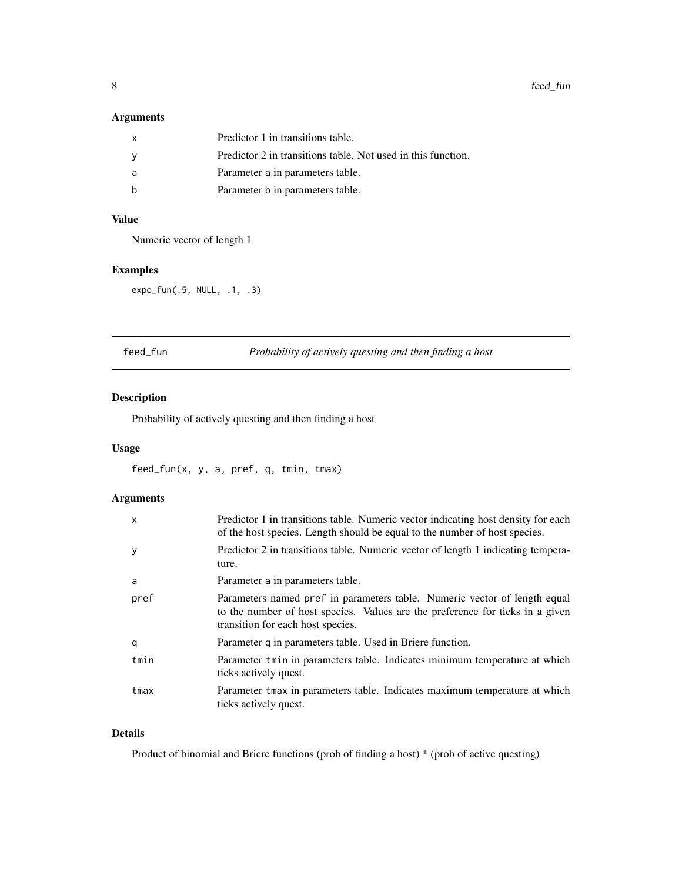### Arguments

| | |
|---|---|
| x | Predictor 1 in transitions table. |
| y | Predictor 2 in transitions table. Not used in this function. |
| a | Parameter a in parameters table. |
| b | Parameter b in parameters table. |

### Value

Numeric vector of length 1

### Examples

```
expo_fun(.5, NULL, .1, .3)
```

---

## feed_fun — *Probability of actively questing and then finding a host*

### Description

Probability of actively questing and then finding a host

### Usage

```
feed_fun(x, y, a, pref, q, tmin, tmax)
```

### Arguments

| | |
|---|---|
| x | Predictor 1 in transitions table. Numeric vector indicating host density for each of the host species. Length should be equal to the number of host species. |
| y | Predictor 2 in transitions table. Numeric vector of length 1 indicating temperature. |
| a | Parameter a in parameters table. |
| pref | Parameters named pref in parameters table. Numeric vector of length equal to the number of host species. Values are the preference for ticks in a given transition for each host species. |
| q | Parameter q in parameters table. Used in Briere function. |
| tmin | Parameter tmin in parameters table. Indicates minimum temperature at which ticks actively quest. |
| tmax | Parameter tmax in parameters table. Indicates maximum temperature at which ticks actively quest. |

### Details

Product of binomial and Briere functions (prob of finding a host) * (prob of active questing)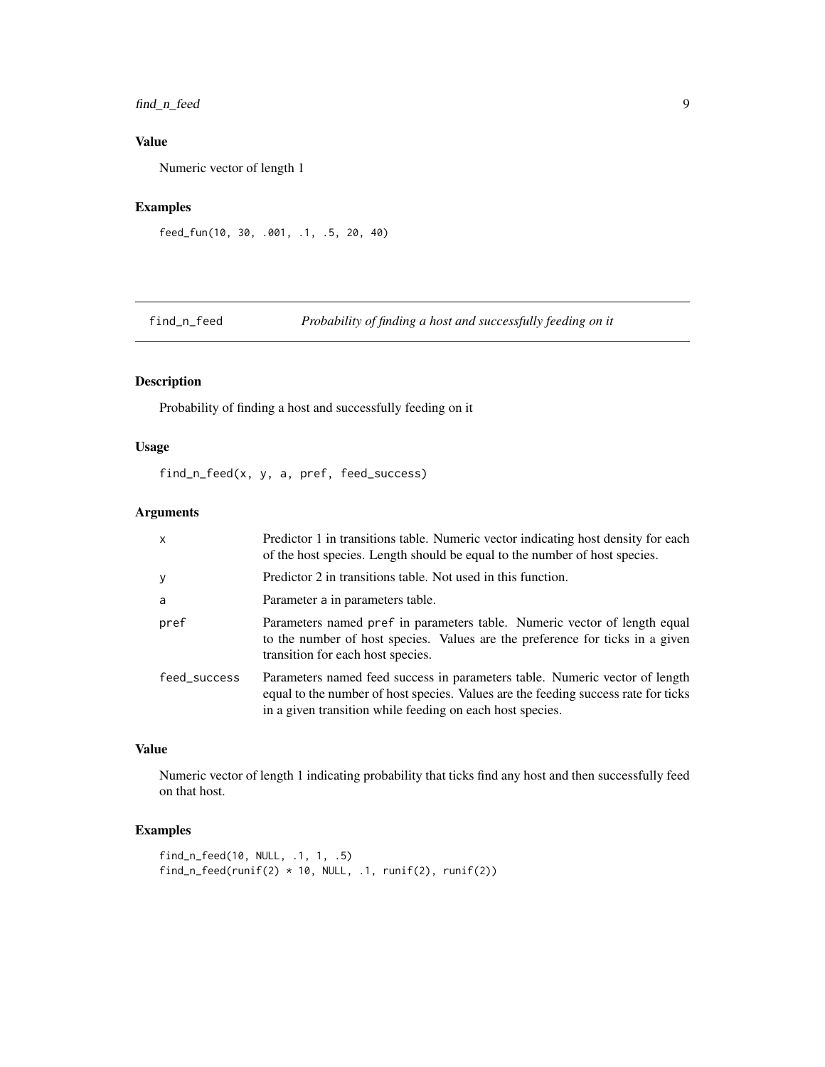### Value

Numeric vector of length 1

### Examples

```
feed_fun(10, 30, .001, .1, .5, 20, 40)
```

## find_n_feed — *Probability of finding a host and successfully feeding on it*

### Description

Probability of finding a host and successfully feeding on it

### Usage

```
find_n_feed(x, y, a, pref, feed_success)
```

### Arguments

| | |
|---|---|
| x | Predictor 1 in transitions table. Numeric vector indicating host density for each of the host species. Length should be equal to the number of host species. |
| y | Predictor 2 in transitions table. Not used in this function. |
| a | Parameter a in parameters table. |
| pref | Parameters named pref in parameters table. Numeric vector of length equal to the number of host species. Values are the preference for ticks in a given transition for each host species. |
| feed_success | Parameters named feed success in parameters table. Numeric vector of length equal to the number of host species. Values are the feeding success rate for ticks in a given transition while feeding on each host species. |

### Value

Numeric vector of length 1 indicating probability that ticks find any host and then successfully feed on that host.

### Examples

```
find_n_feed(10, NULL, .1, 1, .5)
find_n_feed(runif(2) * 10, NULL, .1, runif(2), runif(2))
```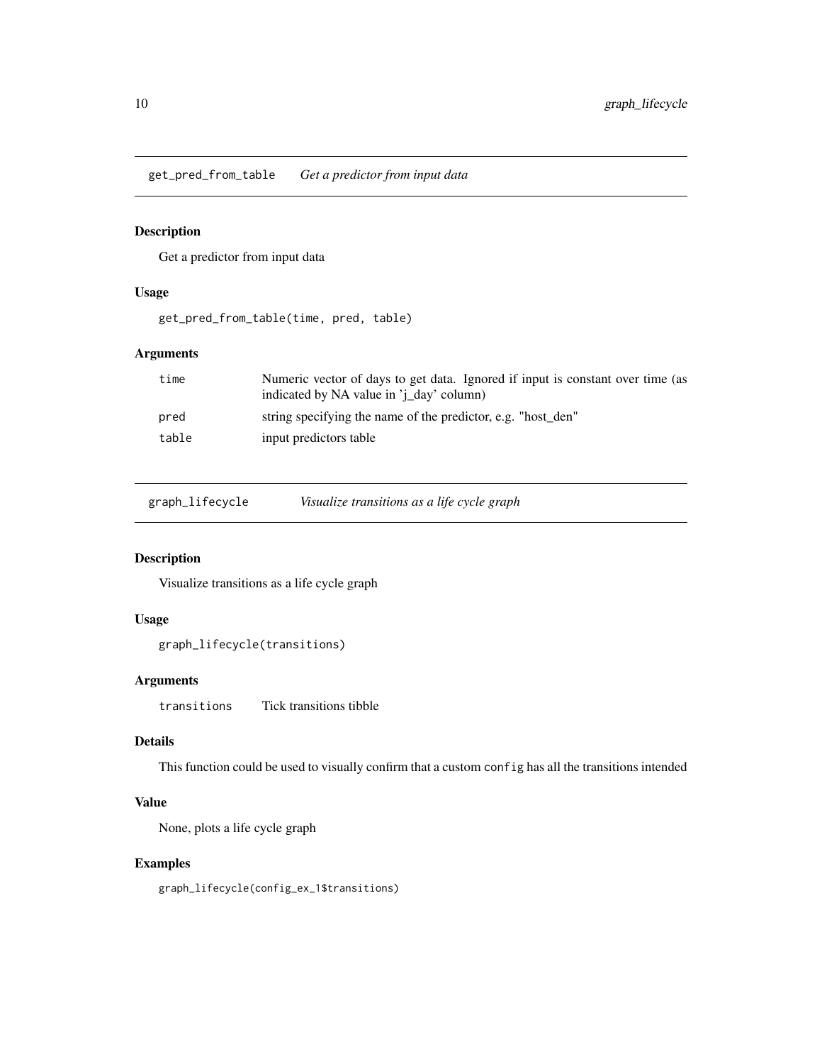## get_pred_from_table *Get a predictor from input data*

### Description

Get a predictor from input data

### Usage

```
get_pred_from_table(time, pred, table)
```

### Arguments

| | |
|---|---|
| time | Numeric vector of days to get data. Ignored if input is constant over time (as indicated by NA value in 'j_day' column) |
| pred | string specifying the name of the predictor, e.g. "host_den" |
| table | input predictors table |

## graph_lifecycle *Visualize transitions as a life cycle graph*

### Description

Visualize transitions as a life cycle graph

### Usage

```
graph_lifecycle(transitions)
```

### Arguments

| | |
|---|---|
| transitions | Tick transitions tibble |

### Details

This function could be used to visually confirm that a custom `config` has all the transitions intended

### Value

None, plots a life cycle graph

### Examples

```
graph_lifecycle(config_ex_1$transitions)
```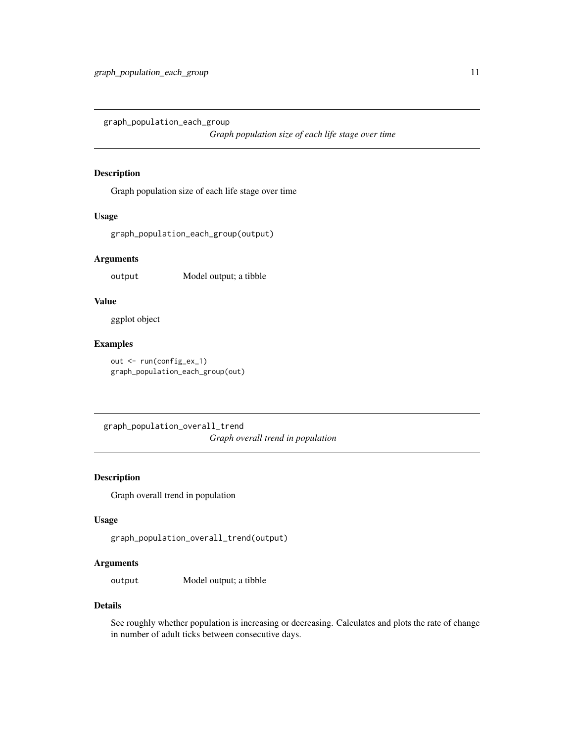## graph_population_each_group

*Graph population size of each life stage over time*

### Description

Graph population size of each life stage over time

### Usage

```
graph_population_each_group(output)
```

### Arguments

| | |
|---|---|
| `output` | Model output; a tibble |

### Value

ggplot object

### Examples

```
out <- run(config_ex_1)
graph_population_each_group(out)
```

## graph_population_overall_trend

*Graph overall trend in population*

### Description

Graph overall trend in population

### Usage

```
graph_population_overall_trend(output)
```

### Arguments

| | |
|---|---|
| `output` | Model output; a tibble |

### Details

See roughly whether population is increasing or decreasing. Calculates and plots the rate of change in number of adult ticks between consecutive days.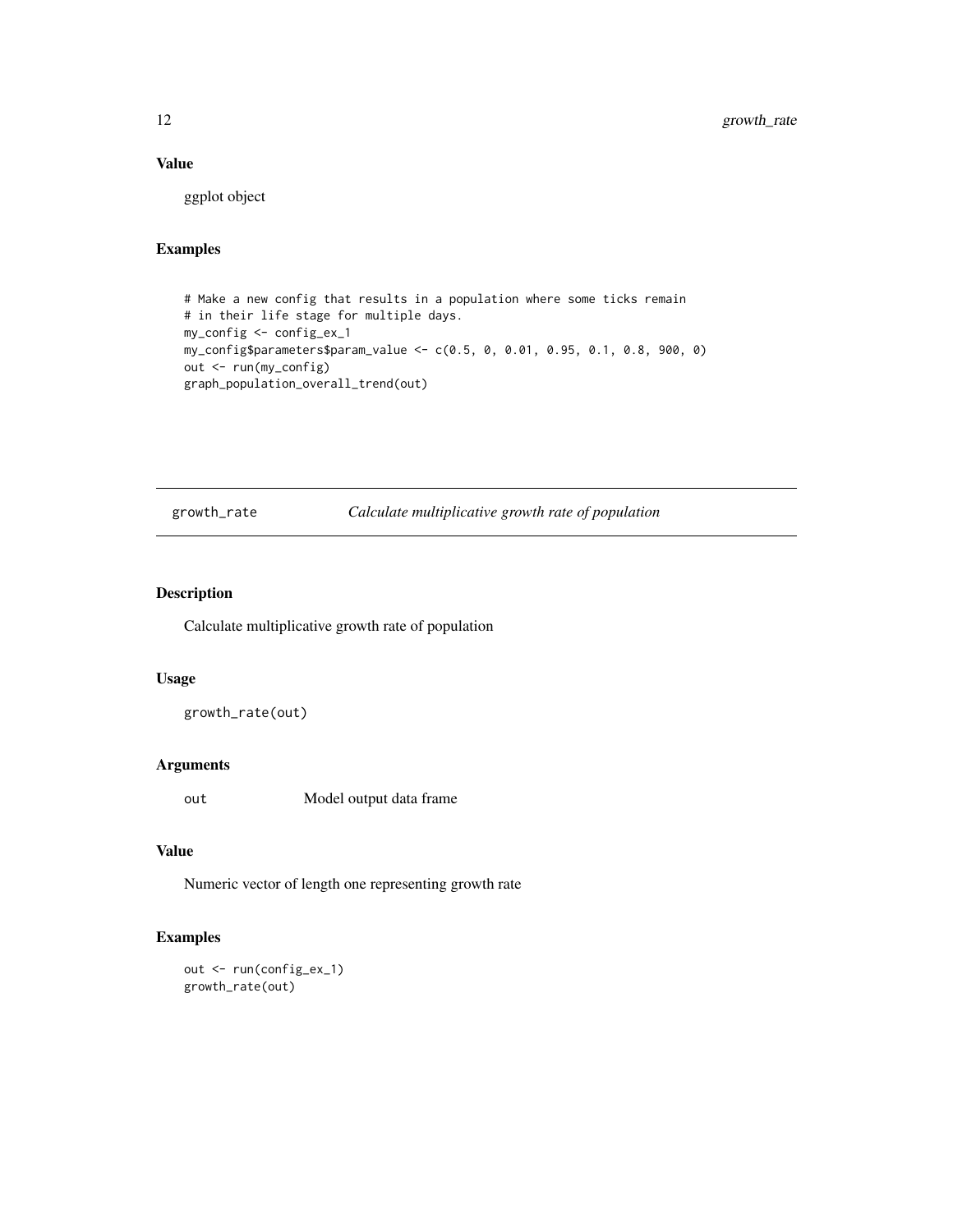### Value

ggplot object

### Examples

```
# Make a new config that results in a population where some ticks remain
# in their life stage for multiple days.
my_config <- config_ex_1
my_config$parameters$param_value <- c(0.5, 0, 0.01, 0.95, 0.1, 0.8, 900, 0)
out <- run(my_config)
graph_population_overall_trend(out)
```

---

## growth_rate — *Calculate multiplicative growth rate of population*

---

### Description

Calculate multiplicative growth rate of population

### Usage

```
growth_rate(out)
```

### Arguments

| | |
|---|---|
| `out` | Model output data frame |

### Value

Numeric vector of length one representing growth rate

### Examples

```
out <- run(config_ex_1)
growth_rate(out)
```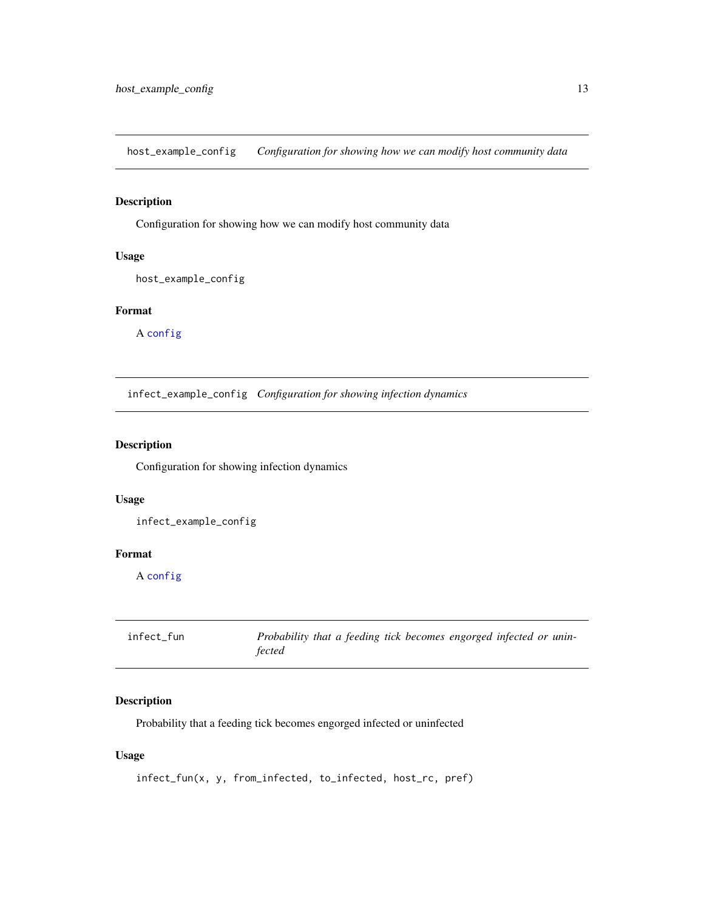## host_example_config — *Configuration for showing how we can modify host community data*

### Description

Configuration for showing how we can modify host community data

### Usage

```
host_example_config
```

### Format

A config

## infect_example_config — *Configuration for showing infection dynamics*

### Description

Configuration for showing infection dynamics

### Usage

```
infect_example_config
```

### Format

A config

## infect_fun — *Probability that a feeding tick becomes engorged infected or uninfected*

### Description

Probability that a feeding tick becomes engorged infected or uninfected

### Usage

```
infect_fun(x, y, from_infected, to_infected, host_rc, pref)
```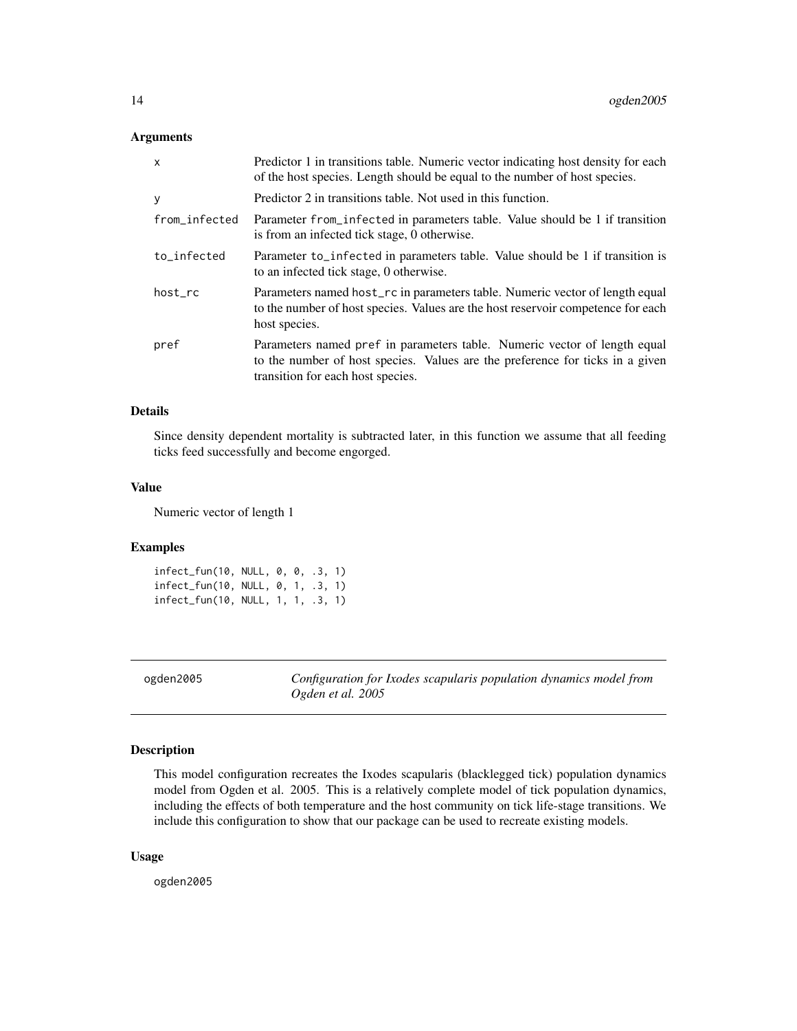## Arguments

| | |
|---|---|
| x | Predictor 1 in transitions table. Numeric vector indicating host density for each of the host species. Length should be equal to the number of host species. |
| y | Predictor 2 in transitions table. Not used in this function. |
| from_infected | Parameter from_infected in parameters table. Value should be 1 if transition is from an infected tick stage, 0 otherwise. |
| to_infected | Parameter to_infected in parameters table. Value should be 1 if transition is to an infected tick stage, 0 otherwise. |
| host_rc | Parameters named host_rc in parameters table. Numeric vector of length equal to the number of host species. Values are the host reservoir competence for each host species. |
| pref | Parameters named pref in parameters table. Numeric vector of length equal to the number of host species. Values are the preference for ticks in a given transition for each host species. |

## Details

Since density dependent mortality is subtracted later, in this function we assume that all feeding ticks feed successfully and become engorged.

## Value

Numeric vector of length 1

## Examples

```
infect_fun(10, NULL, 0, 0, .3, 1)
infect_fun(10, NULL, 0, 1, .3, 1)
infect_fun(10, NULL, 1, 1, .3, 1)
```

---

# ogden2005 — *Configuration for Ixodes scapularis population dynamics model from Ogden et al. 2005*

## Description

This model configuration recreates the Ixodes scapularis (blacklegged tick) population dynamics model from Ogden et al. 2005. This is a relatively complete model of tick population dynamics, including the effects of both temperature and the host community on tick life-stage transitions. We include this configuration to show that our package can be used to recreate existing models.

## Usage

```
ogden2005
```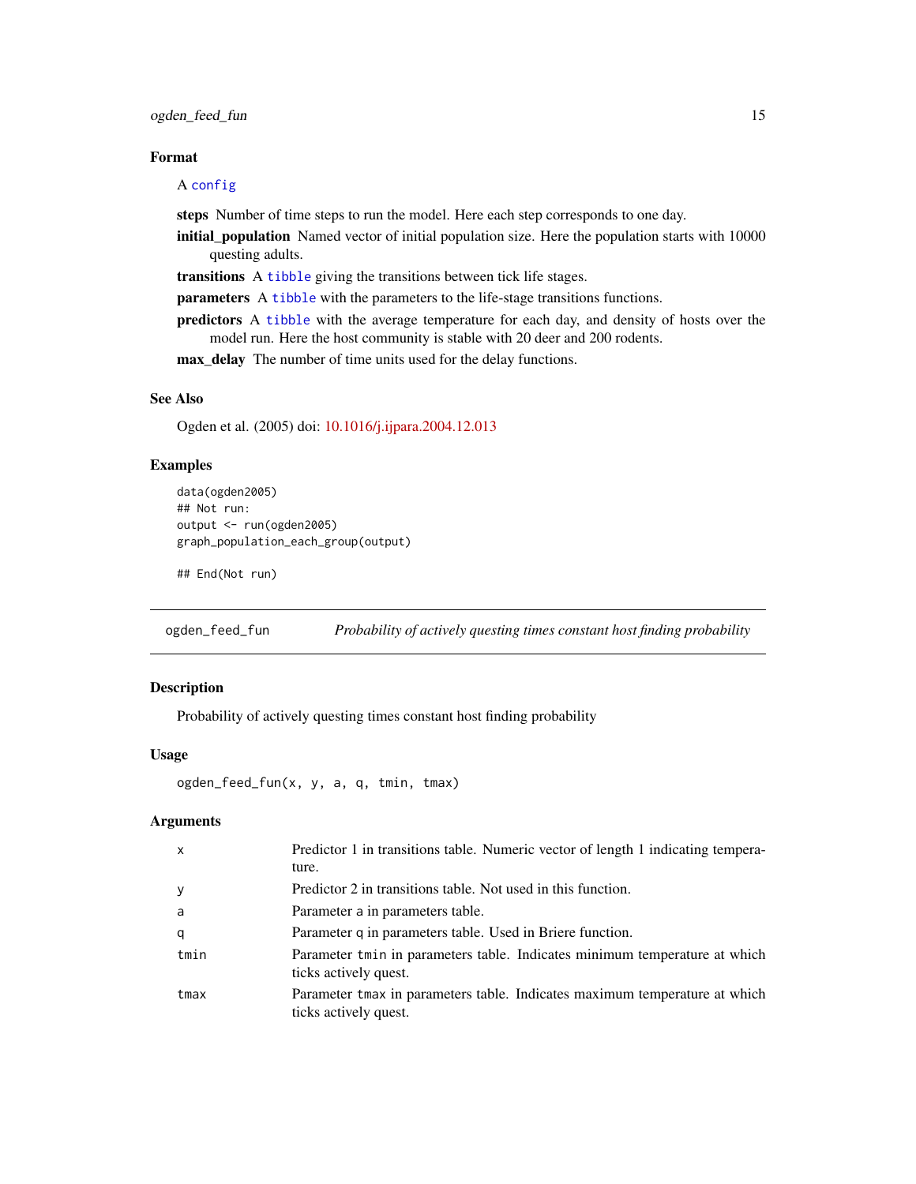### Format

A `config`

**steps** Number of time steps to run the model. Here each step corresponds to one day.

**initial_population** Named vector of initial population size. Here the population starts with 10000 questing adults.

**transitions** A `tibble` giving the transitions between tick life stages.

**parameters** A `tibble` with the parameters to the life-stage transitions functions.

**predictors** A `tibble` with the average temperature for each day, and density of hosts over the model run. Here the host community is stable with 20 deer and 200 rodents.

**max_delay** The number of time units used for the delay functions.

### See Also

Ogden et al. (2005) doi: 10.1016/j.ijpara.2004.12.013

### Examples

```
data(ogden2005)
## Not run:
output <- run(ogden2005)
graph_population_each_group(output)

## End(Not run)
```

---

## ogden_feed_fun — *Probability of actively questing times constant host finding probability*

### Description

Probability of actively questing times constant host finding probability

### Usage

```
ogden_feed_fun(x, y, a, q, tmin, tmax)
```

### Arguments

| | |
|---|---|
| x | Predictor 1 in transitions table. Numeric vector of length 1 indicating temperature. |
| y | Predictor 2 in transitions table. Not used in this function. |
| a | Parameter a in parameters table. |
| q | Parameter q in parameters table. Used in Briere function. |
| tmin | Parameter tmin in parameters table. Indicates minimum temperature at which ticks actively quest. |
| tmax | Parameter tmax in parameters table. Indicates maximum temperature at which ticks actively quest. |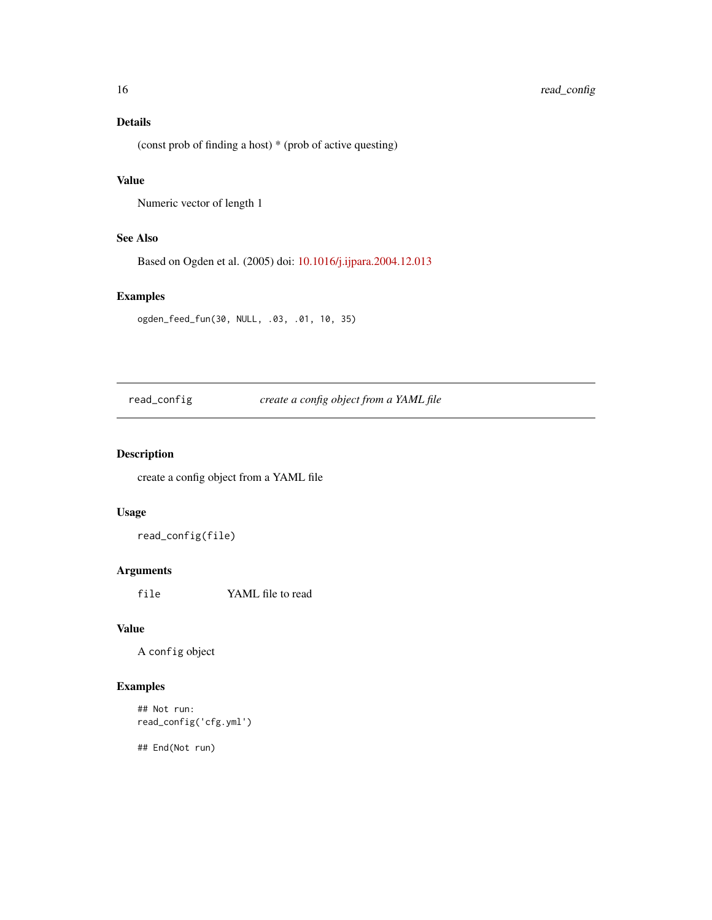### Details

(const prob of finding a host) * (prob of active questing)

### Value

Numeric vector of length 1

### See Also

Based on Ogden et al. (2005) doi: 10.1016/j.ijpara.2004.12.013

### Examples

```
ogden_feed_fun(30, NULL, .03, .01, 10, 35)
```

---

## read_config — *create a config object from a YAML file*

---

### Description

create a config object from a YAML file

### Usage

```
read_config(file)
```

### Arguments

| | |
|---|---|
| `file` | YAML file to read |

### Value

A `config` object

### Examples

```
## Not run:
read_config('cfg.yml')

## End(Not run)
```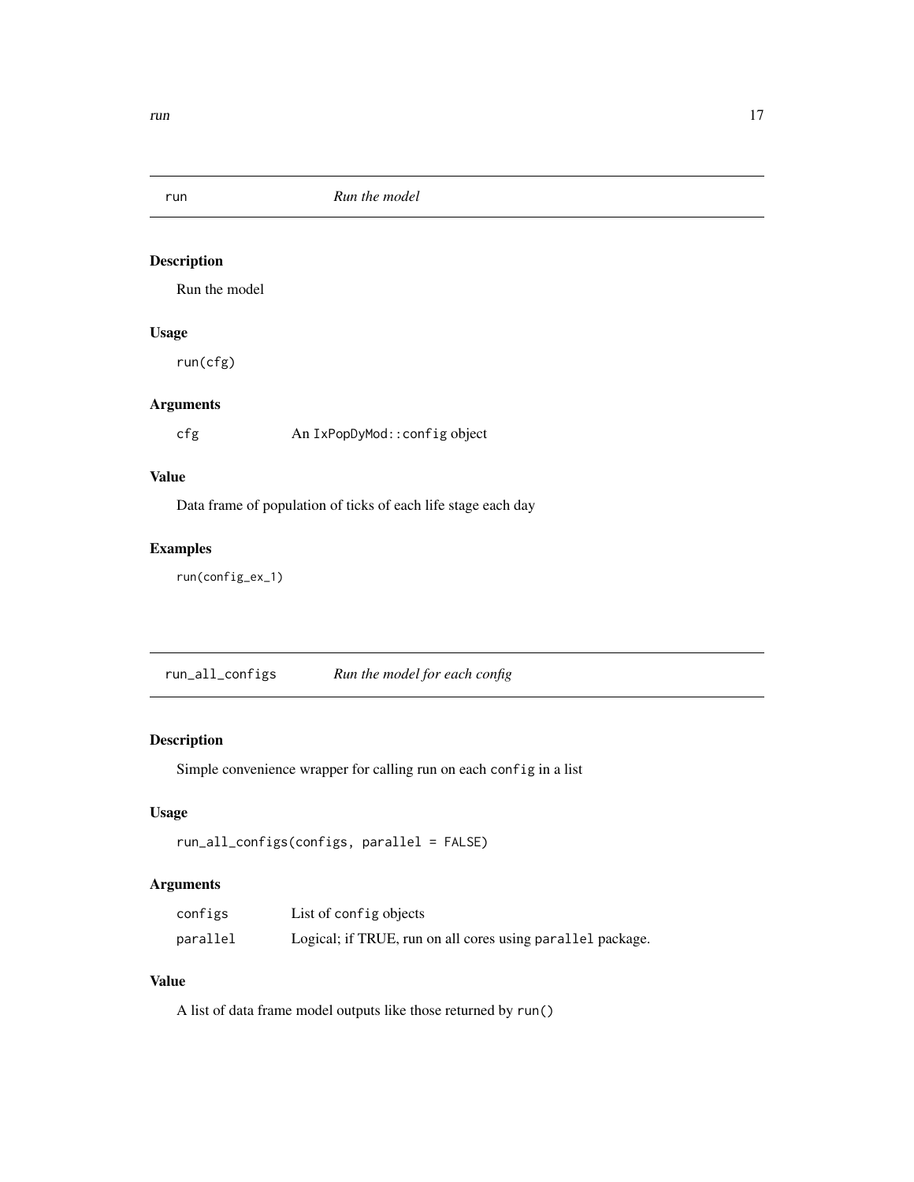## run — *Run the model*

### Description

Run the model

### Usage

```
run(cfg)
```

### Arguments

| | |
|---|---|
| `cfg` | An `IxPopDyMod::config` object |

### Value

Data frame of population of ticks of each life stage each day

### Examples

```
run(config_ex_1)
```

## run_all_configs — *Run the model for each config*

### Description

Simple convenience wrapper for calling run on each `config` in a list

### Usage

```
run_all_configs(configs, parallel = FALSE)
```

### Arguments

| | |
|---|---|
| `configs` | List of `config` objects |
| `parallel` | Logical; if TRUE, run on all cores using `parallel` package. |

### Value

A list of data frame model outputs like those returned by `run()`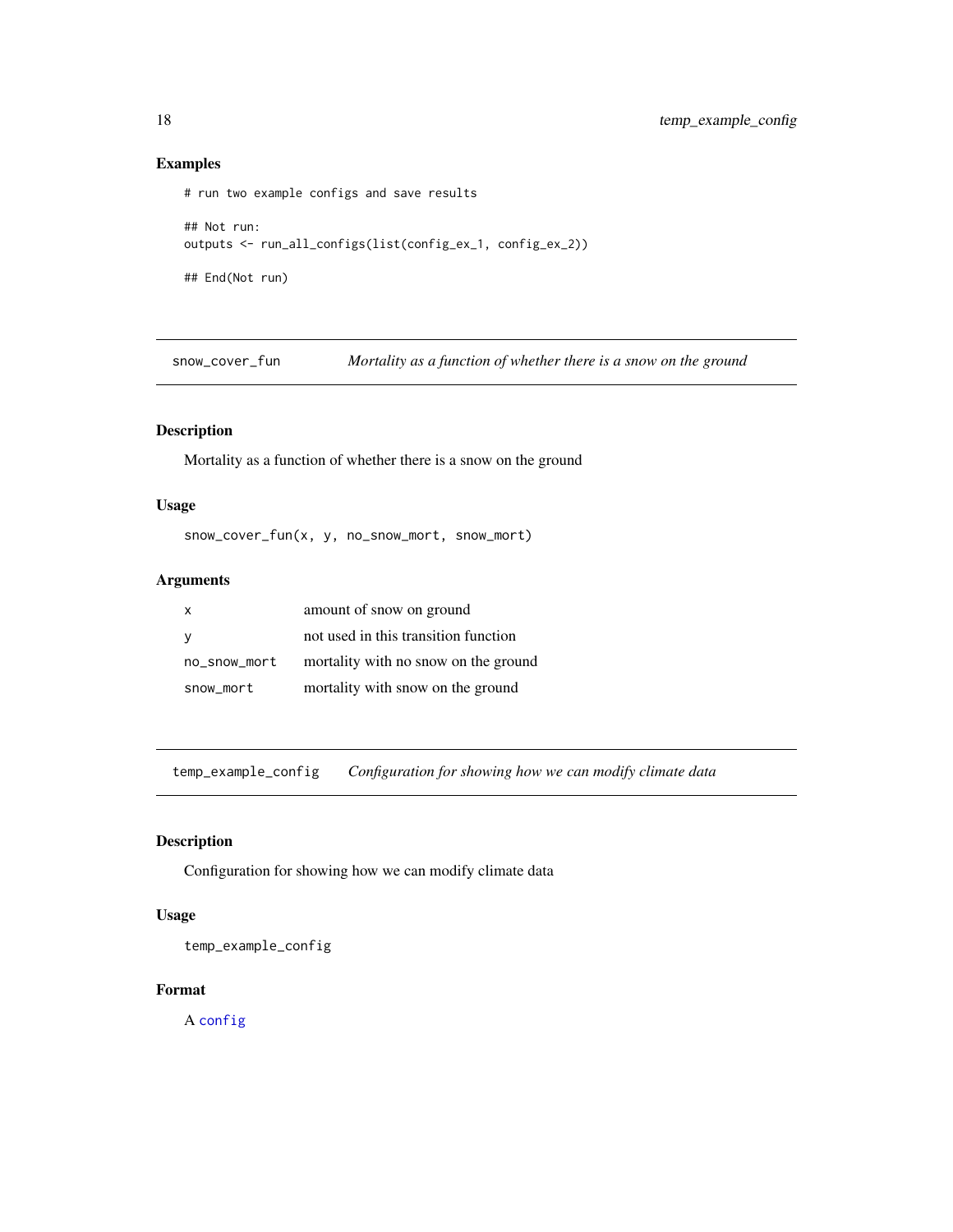### Examples

```
# run two example configs and save results

## Not run:
outputs <- run_all_configs(list(config_ex_1, config_ex_2))

## End(Not run)
```

---

## snow_cover_fun — *Mortality as a function of whether there is a snow on the ground*

### Description

Mortality as a function of whether there is a snow on the ground

### Usage

```
snow_cover_fun(x, y, no_snow_mort, snow_mort)
```

### Arguments

| | |
|---|---|
| x | amount of snow on ground |
| y | not used in this transition function |
| no_snow_mort | mortality with no snow on the ground |
| snow_mort | mortality with snow on the ground |

---

## temp_example_config — *Configuration for showing how we can modify climate data*

### Description

Configuration for showing how we can modify climate data

### Usage

```
temp_example_config
```

### Format

A `config`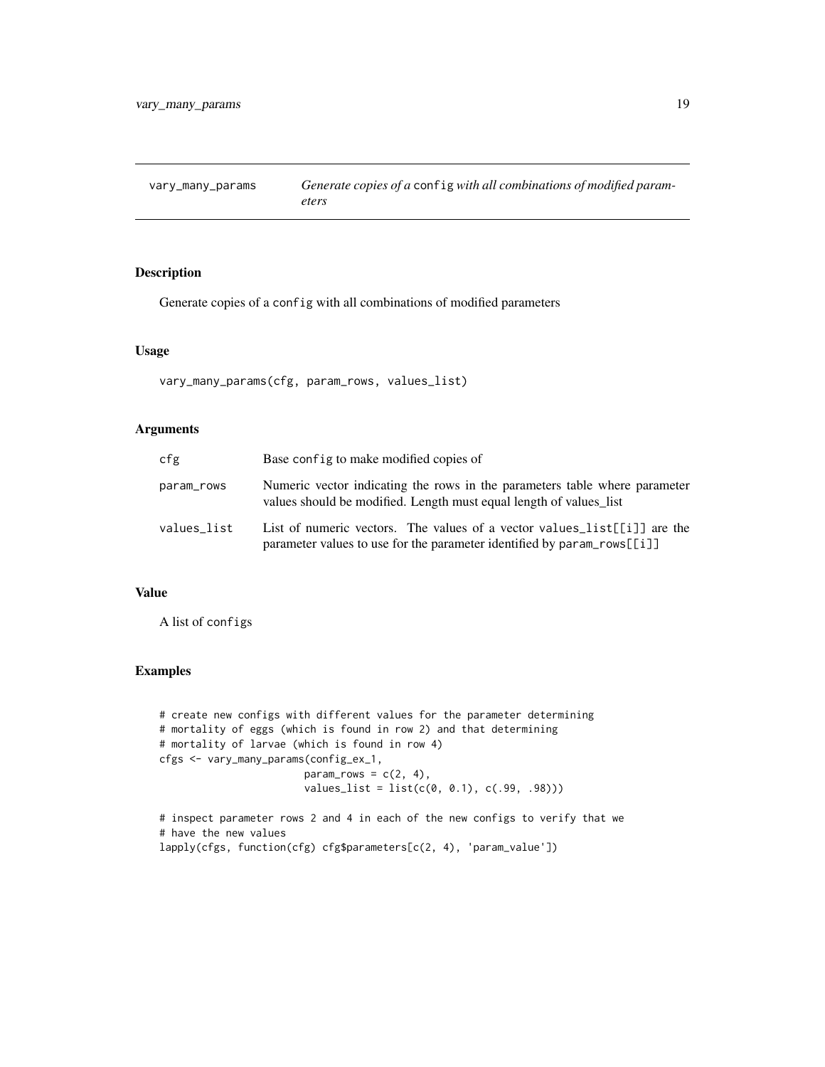## vary_many_params — *Generate copies of a* `config` *with all combinations of modified parameters*

### Description

Generate copies of a `config` with all combinations of modified parameters

### Usage

```
vary_many_params(cfg, param_rows, values_list)
```

### Arguments

| | |
|---|---|
| `cfg` | Base `config` to make modified copies of |
| `param_rows` | Numeric vector indicating the rows in the parameters table where parameter values should be modified. Length must equal length of values_list |
| `values_list` | List of numeric vectors. The values of a vector `values_list[[i]]` are the parameter values to use for the parameter identified by `param_rows[[i]]` |

### Value

A list of `configs`

### Examples

```
# create new configs with different values for the parameter determining
# mortality of eggs (which is found in row 2) and that determining
# mortality of larvae (which is found in row 4)
cfgs <- vary_many_params(config_ex_1,
                         param_rows = c(2, 4),
                         values_list = list(c(0, 0.1), c(.99, .98)))

# inspect parameter rows 2 and 4 in each of the new configs to verify that we
# have the new values
lapply(cfgs, function(cfg) cfg$parameters[c(2, 4), 'param_value'])
```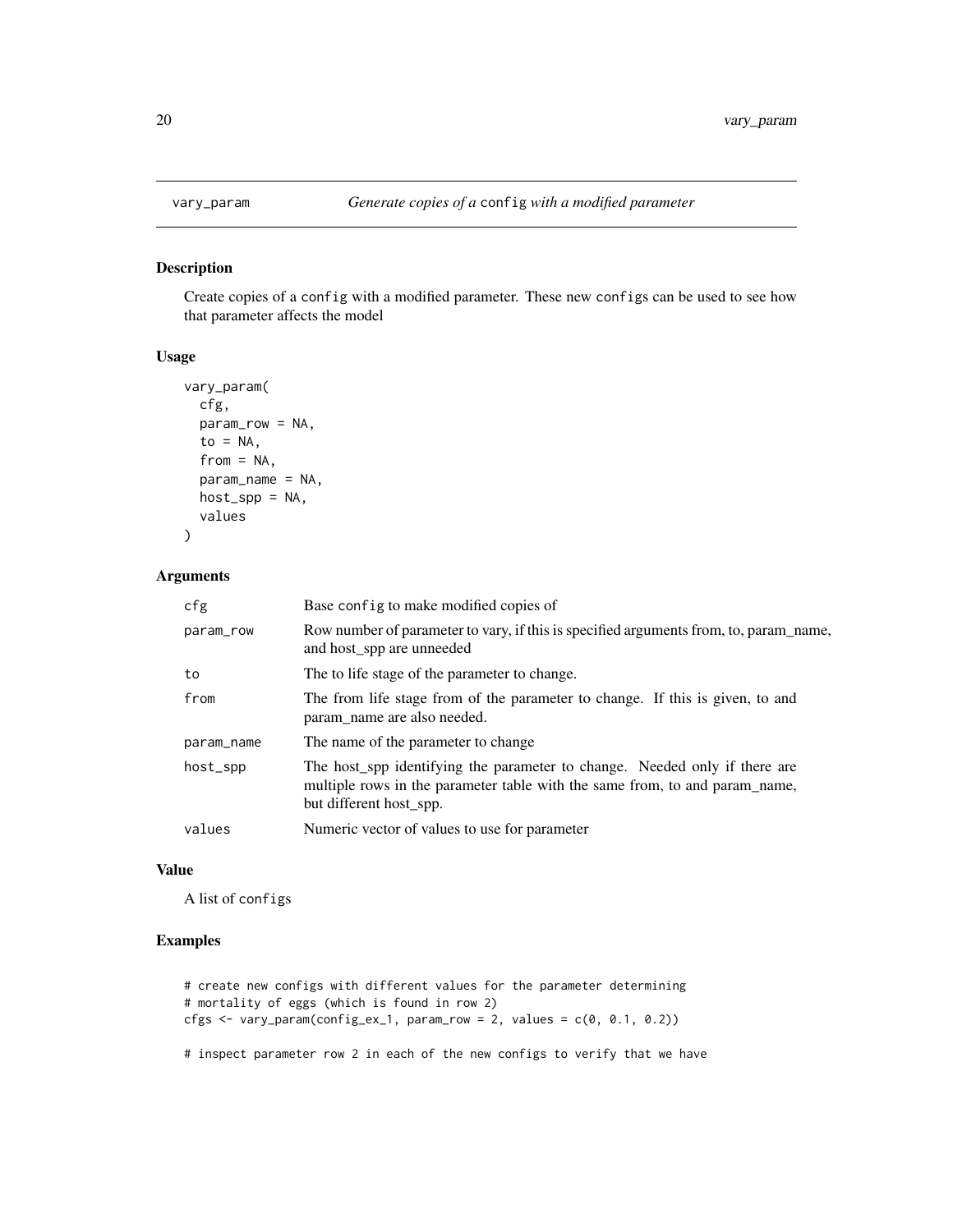## vary_param — *Generate copies of a* config *with a modified parameter*

### Description

Create copies of a config with a modified parameter. These new configs can be used to see how that parameter affects the model

### Usage

```
vary_param(
  cfg,
  param_row = NA,
  to = NA,
  from = NA,
  param_name = NA,
  host_spp = NA,
  values
)
```

### Arguments

| | |
|---|---|
| cfg | Base config to make modified copies of |
| param_row | Row number of parameter to vary, if this is specified arguments from, to, param_name, and host_spp are unneeded |
| to | The to life stage of the parameter to change. |
| from | The from life stage from of the parameter to change. If this is given, to and param_name are also needed. |
| param_name | The name of the parameter to change |
| host_spp | The host_spp identifying the parameter to change. Needed only if there are multiple rows in the parameter table with the same from, to and param_name, but different host_spp. |
| values | Numeric vector of values to use for parameter |

### Value

A list of configs

### Examples

```
# create new configs with different values for the parameter determining
# mortality of eggs (which is found in row 2)
cfgs <- vary_param(config_ex_1, param_row = 2, values = c(0, 0.1, 0.2))

# inspect parameter row 2 in each of the new configs to verify that we have
```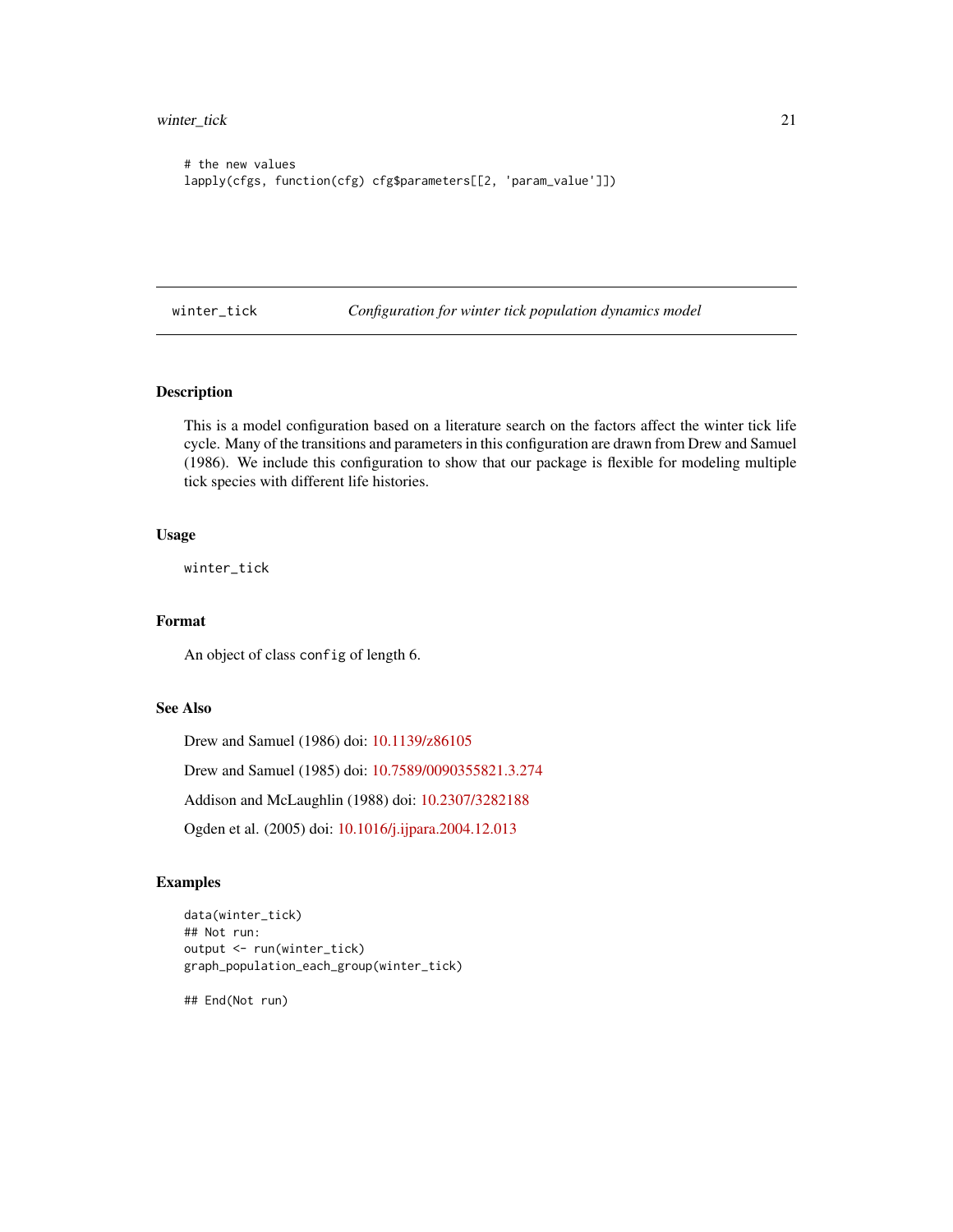```
# the new values
lapply(cfgs, function(cfg) cfg$parameters[[2, 'param_value']])
```

---

## winter_tick *Configuration for winter tick population dynamics model*

---

### Description

This is a model configuration based on a literature search on the factors affect the winter tick life cycle. Many of the transitions and parameters in this configuration are drawn from Drew and Samuel (1986). We include this configuration to show that our package is flexible for modeling multiple tick species with different life histories.

### Usage

```
winter_tick
```

### Format

An object of class `config` of length 6.

### See Also

Drew and Samuel (1986) doi: 10.1139/z86105

Drew and Samuel (1985) doi: 10.7589/0090355821.3.274

Addison and McLaughlin (1988) doi: 10.2307/3282188

Ogden et al. (2005) doi: 10.1016/j.ijpara.2004.12.013

### Examples

```
data(winter_tick)
## Not run:
output <- run(winter_tick)
graph_population_each_group(winter_tick)

## End(Not run)
```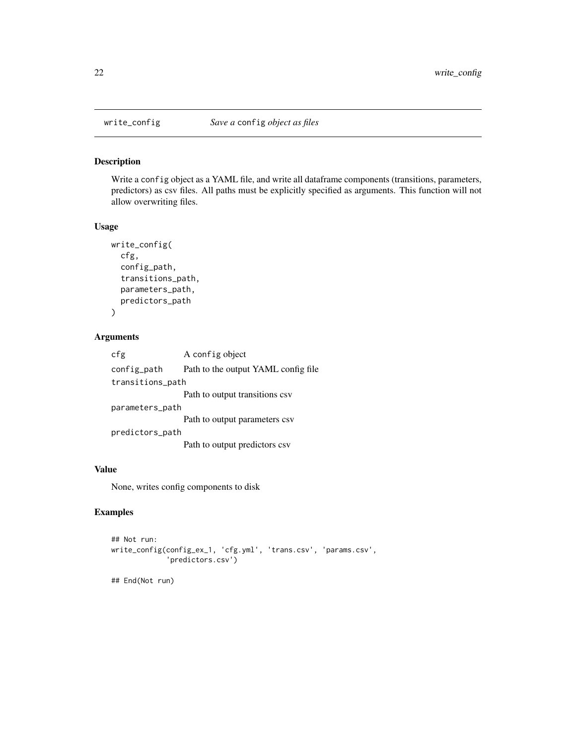## write_config — *Save a* `config` *object as files*

### Description

Write a `config` object as a YAML file, and write all dataframe components (transitions, parameters, predictors) as csv files. All paths must be explicitly specified as arguments. This function will not allow overwriting files.

### Usage

```
write_config(
  cfg,
  config_path,
  transitions_path,
  parameters_path,
  predictors_path
)
```

### Arguments

| | |
|---|---|
| `cfg` | A `config` object |
| `config_path` | Path to the output YAML config file |
| `transitions_path` | Path to output transitions csv |
| `parameters_path` | Path to output parameters csv |
| `predictors_path` | Path to output predictors csv |

### Value

None, writes config components to disk

### Examples

```
## Not run:
write_config(config_ex_1, 'cfg.yml', 'trans.csv', 'params.csv',
             'predictors.csv')

## End(Not run)
```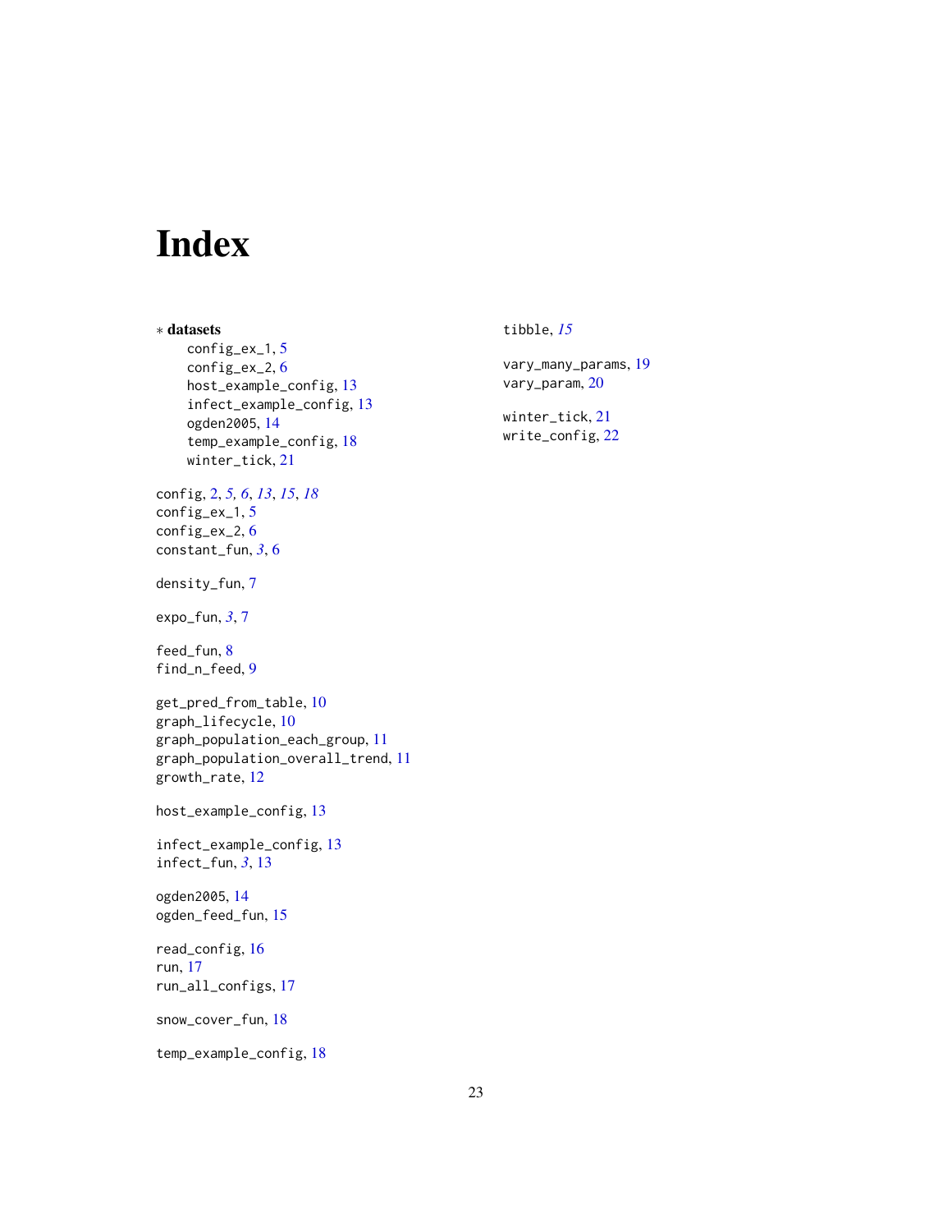# Index

* **datasets**
    - config_ex_1, 5
    - config_ex_2, 6
    - host_example_config, 13
    - infect_example_config, 13
    - ogden2005, 14
    - temp_example_config, 18
    - winter_tick, 21

config, 2, *5, 6*, *13*, *15*, *18*
config_ex_1, 5
config_ex_2, 6
constant_fun, *3*, 6

density_fun, 7

expo_fun, *3*, 7

feed_fun, 8
find_n_feed, 9

get_pred_from_table, 10
graph_lifecycle, 10
graph_population_each_group, 11
graph_population_overall_trend, 11
growth_rate, 12

host_example_config, 13

infect_example_config, 13
infect_fun, *3*, 13

ogden2005, 14
ogden_feed_fun, 15

read_config, 16
run, 17
run_all_configs, 17

snow_cover_fun, 18

temp_example_config, 18
tibble, *15*

vary_many_params, 19
vary_param, 20

winter_tick, 21
write_config, 22